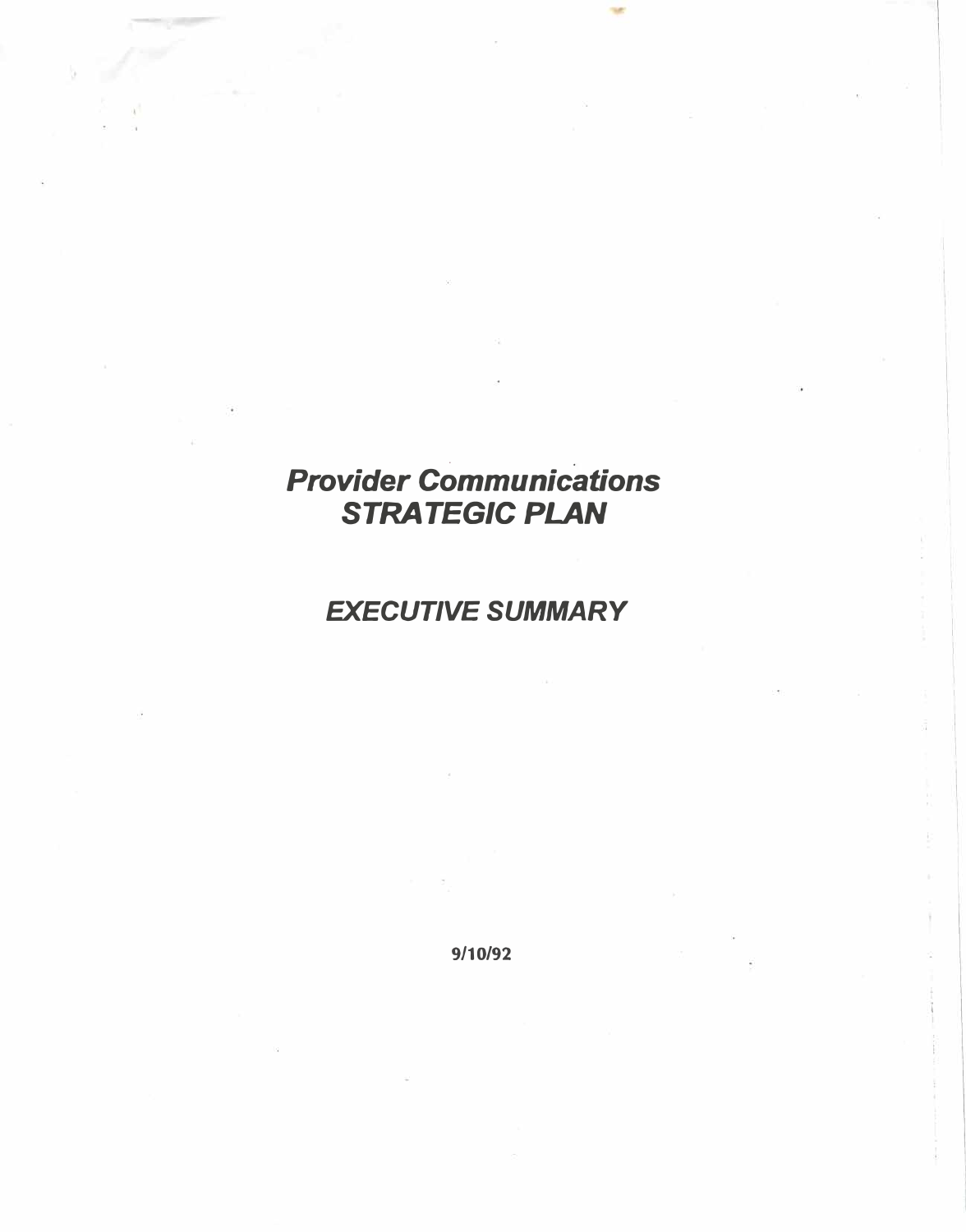# *Provider Communications STRATEGIC PLAN*

## *EXECUTIVE SUMMARY*

**9/10/92**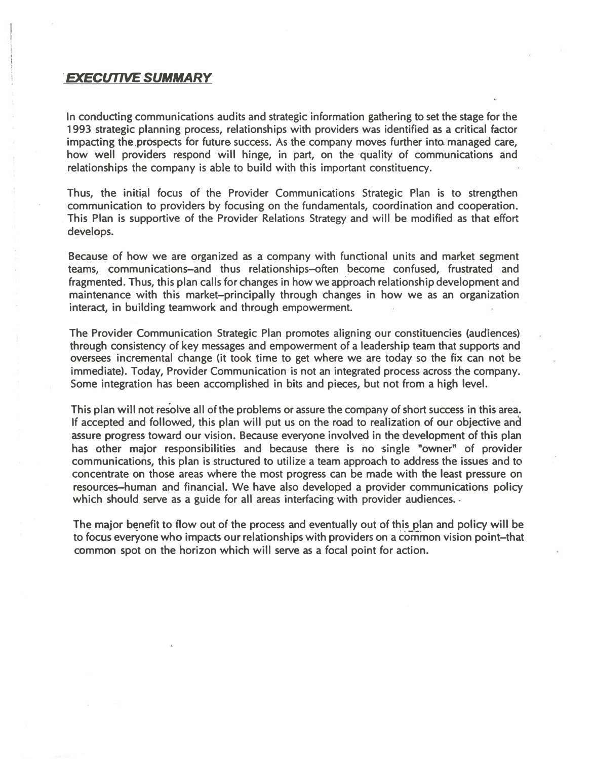## ***EXECUTIVE SUMMARY***

In conducting communications audits and strategic information gathering to set the stage for the 1993 strategic planning process, relationships with providers was identified as a critical factor impacting the prospects for future success. As the company moves further into managed care, how well providers respond will hinge, in part, on the quality of communications and relationships the company is able to build with this important constituency.

Thus, the initial focus of the Provider Communications Strategic Plan is to strengthen communication to providers by focusing on the fundamentals, coordination and cooperation. This Plan is supportive of the Provider Relations Strategy and will be modified as that effort develops.

Because of how we are organized as a company with functional units and market segment teams, communications–and thus relationships–often become confused, frustrated and fragmented. Thus, this plan calls for changes in how we approach relationship development and maintenance with this market–principally through changes in how we as an organization interact, in building teamwork and through empowerment.

The Provider Communication Strategic Plan promotes aligning our constituencies (audiences) through consistency of key messages and empowerment of a leadership team that supports and oversees incremental change (it took time to get where we are today so the fix can not be immediate). Today, Provider Communication is not an integrated process across the company. Some integration has been accomplished in bits and pieces, but not from a high level.

This plan will not resolve all of the problems or assure the company of short success in this area. If accepted and followed, this plan will put us on the road to realization of our objective and assure progress toward our vision. Because everyone involved in the development of this plan has other major responsibilities and because there is no single "owner" of provider communications, this plan is structured to utilize a team approach to address the issues and to concentrate on those areas where the most progress can be made with the least pressure on resources–human and financial. We have also developed a provider communications policy which should serve as a guide for all areas interfacing with provider audiences.

The major benefit to flow out of the process and eventually out of this plan and policy will be to focus everyone who impacts our relationships with providers on a common vision point–that common spot on the horizon which will serve as a focal point for action.